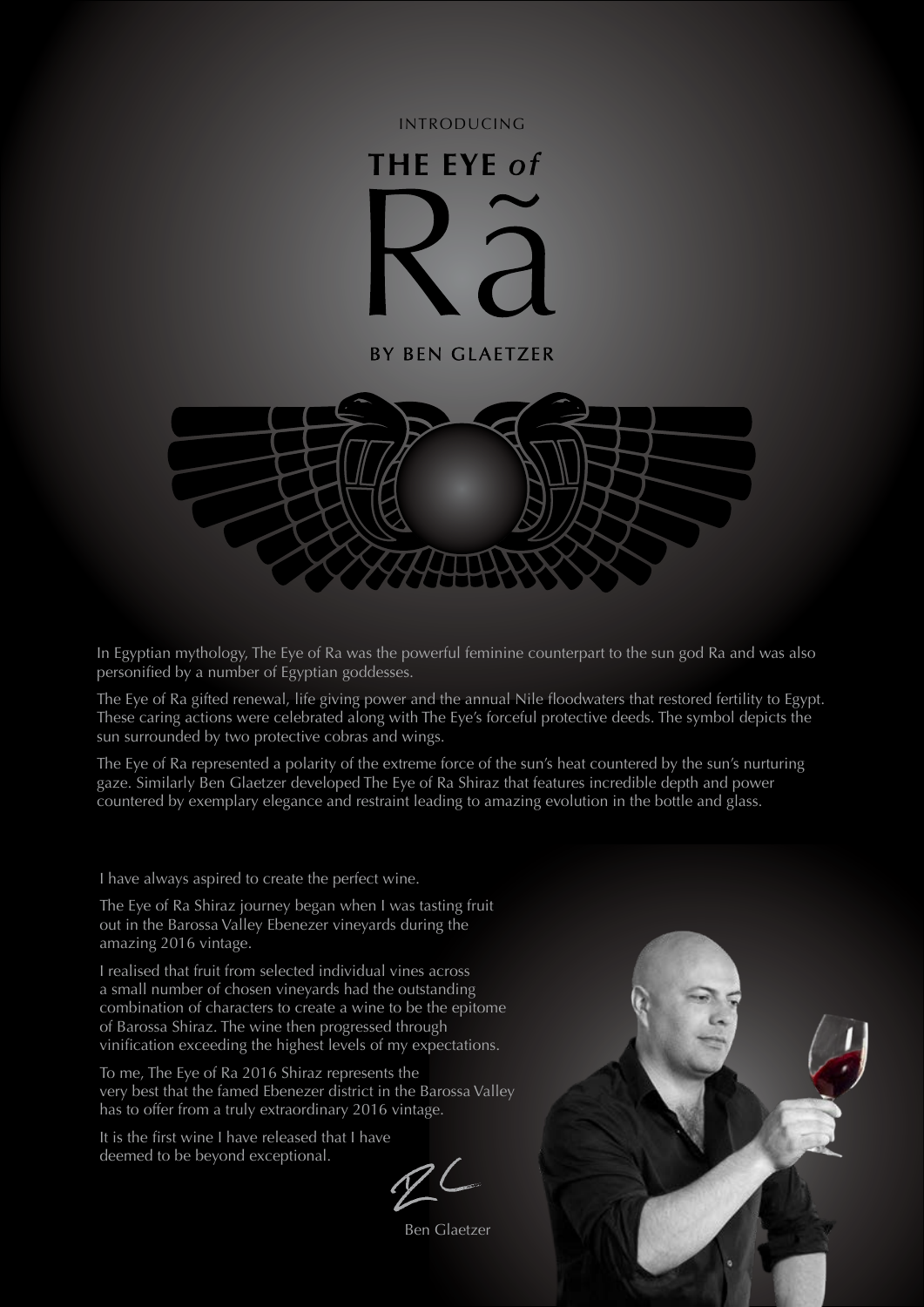INTRODUCING

# THE EYE *of* Rã

BY BEN GLAETZER

In Egyptian mythology, The Eye of Ra was the powerful feminine counterpart to the sun god Ra and was also personified by a number of Egyptian goddesses.

The Eye of Ra gifted renewal, life giving power and the annual Nile floodwaters that restored fertility to Egypt. These caring actions were celebrated along with The Eye's forceful protective deeds. The symbol depicts the sun surrounded by two protective cobras and wings.

The Eye of Ra represented a polarity of the extreme force of the sun's heat countered by the sun's nurturing gaze. Similarly Ben Glaetzer developed The Eye of Ra Shiraz that features incredible depth and power countered by exemplary elegance and restraint leading to amazing evolution in the bottle and glass.

I have always aspired to create the perfect wine.

The Eye of Ra Shiraz journey began when I was tasting fruit out in the Barossa Valley Ebenezer vineyards during the amazing 2016 vintage.

I realised that fruit from selected individual vines across a small number of chosen vineyards had the outstanding combination of characters to create a wine to be the epitome of Barossa Shiraz. The wine then progressed through vinification exceeding the highest levels of my expectations.

To me, The Eye of Ra 2016 Shiraz represents the very best that the famed Ebenezer district in the Barossa Valley has to offer from a truly extraordinary 2016 vintage.

It is the first wine I have released that I have deemed to be beyond exceptional.

Ben Glaetzer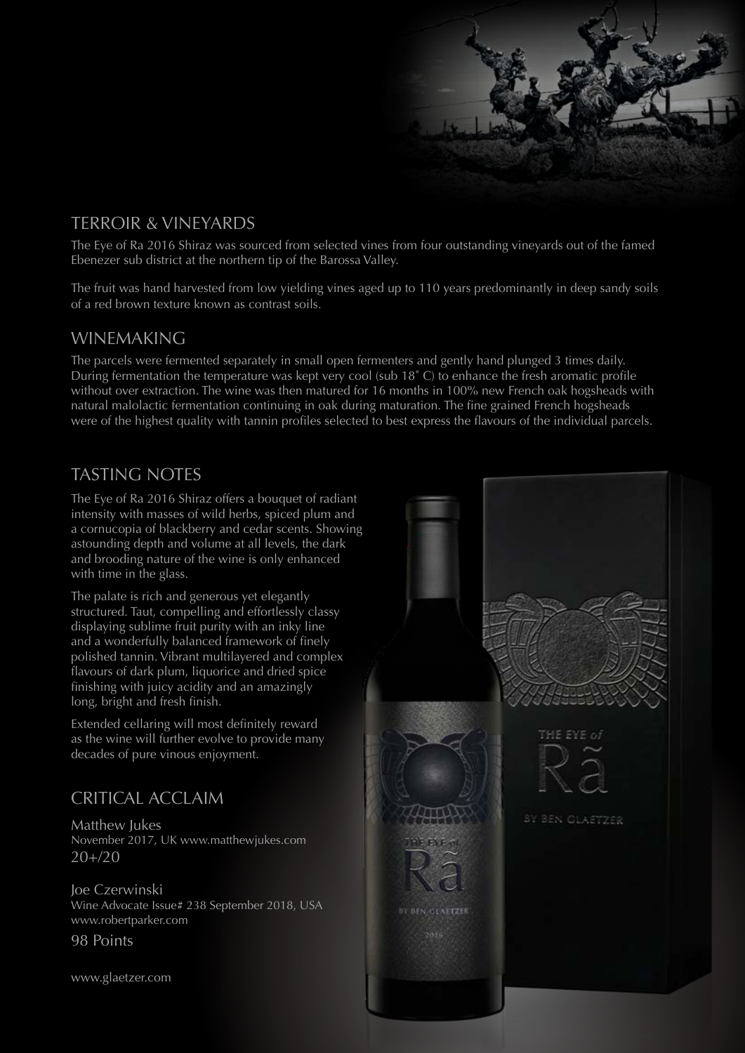## TERROIR & VINEYARDS

The Eye of Ra 2016 Shiraz was sourced from selected vines from four outstanding vineyards out of the famed Ebenezer sub district at the northern tip of the Barossa Valley.

The fruit was hand harvested from low yielding vines aged up to 110 years predominantly in deep sandy soils of a red brown texture known as contrast soils.

## WINEMAKING

The parcels were fermented separately in small open fermenters and gently hand plunged 3 times daily. During fermentation the temperature was kept very cool (sub 18˚ C) to enhance the fresh aromatic profile without over extraction. The wine was then matured for 16 months in 100% new French oak hogsheads with natural malolactic fermentation continuing in oak during maturation. The fine grained French hogsheads were of the highest quality with tannin profiles selected to best express the flavours of the individual parcels.

## TASTING NOTES

The Eye of Ra 2016 Shiraz offers a bouquet of radiant intensity with masses of wild herbs, spiced plum and a cornucopia of blackberry and cedar scents. Showing astounding depth and volume at all levels, the dark and brooding nature of the wine is only enhanced with time in the glass.

The palate is rich and generous yet elegantly structured. Taut, compelling and effortlessly classy displaying sublime fruit purity with an inky line and a wonderfully balanced framework of finely polished tannin. Vibrant multilayered and complex flavours of dark plum, liquorice and dried spice finishing with juicy acidity and an amazingly long, bright and fresh finish.

Extended cellaring will most definitely reward as the wine will further evolve to provide many decades of pure vinous enjoyment.

## CRITICAL ACCLAIM

Matthew Jukes
November 2017, UK www.matthewjukes.com
20+/20

Joe Czerwinski
Wine Advocate Issue# 238 September 2018, USA
www.robertparker.com
98 Points

www.glaetzer.com